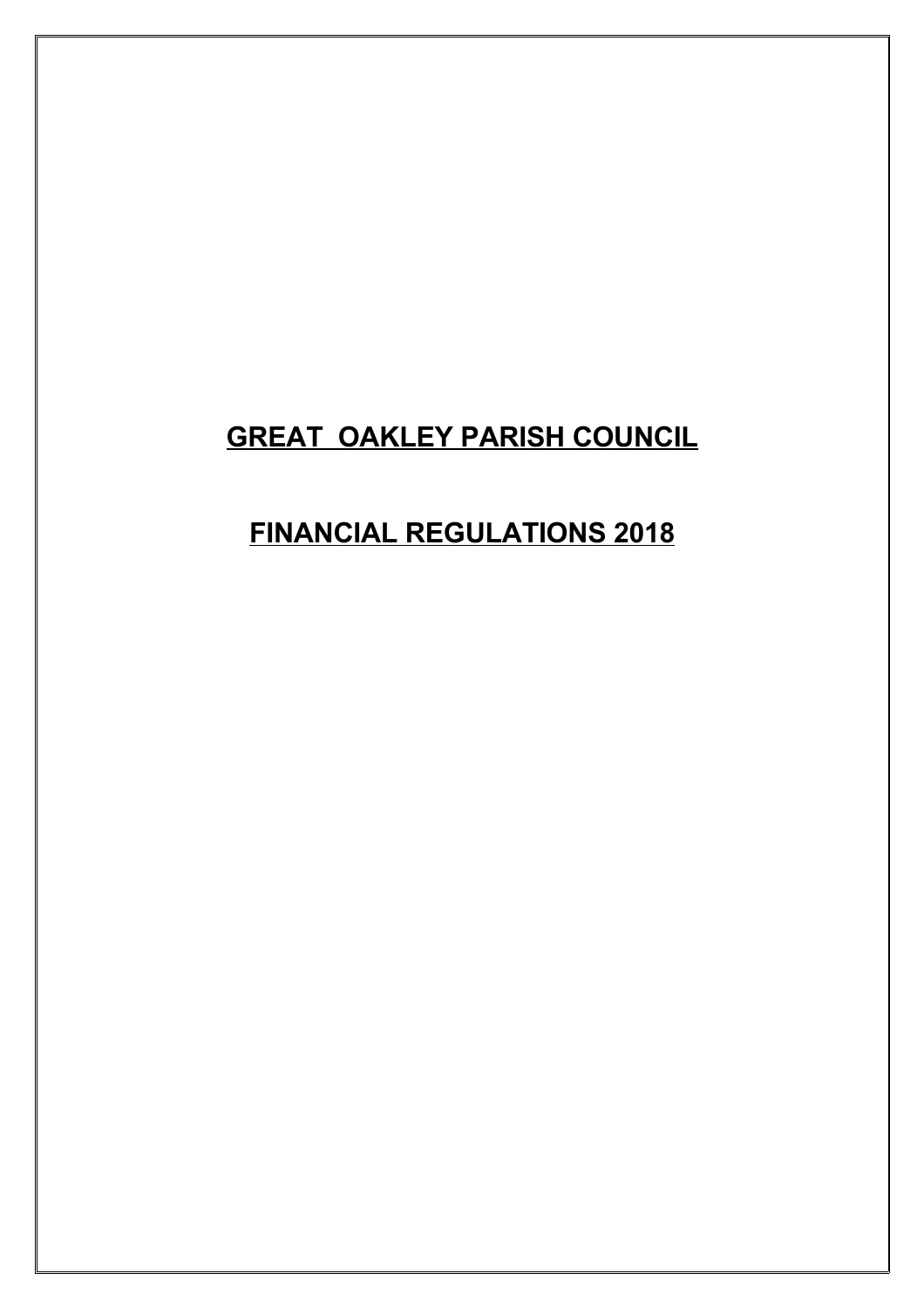# GREAT OAKLEY PARISH COUNCIL

# FINANCIAL REGULATIONS 2018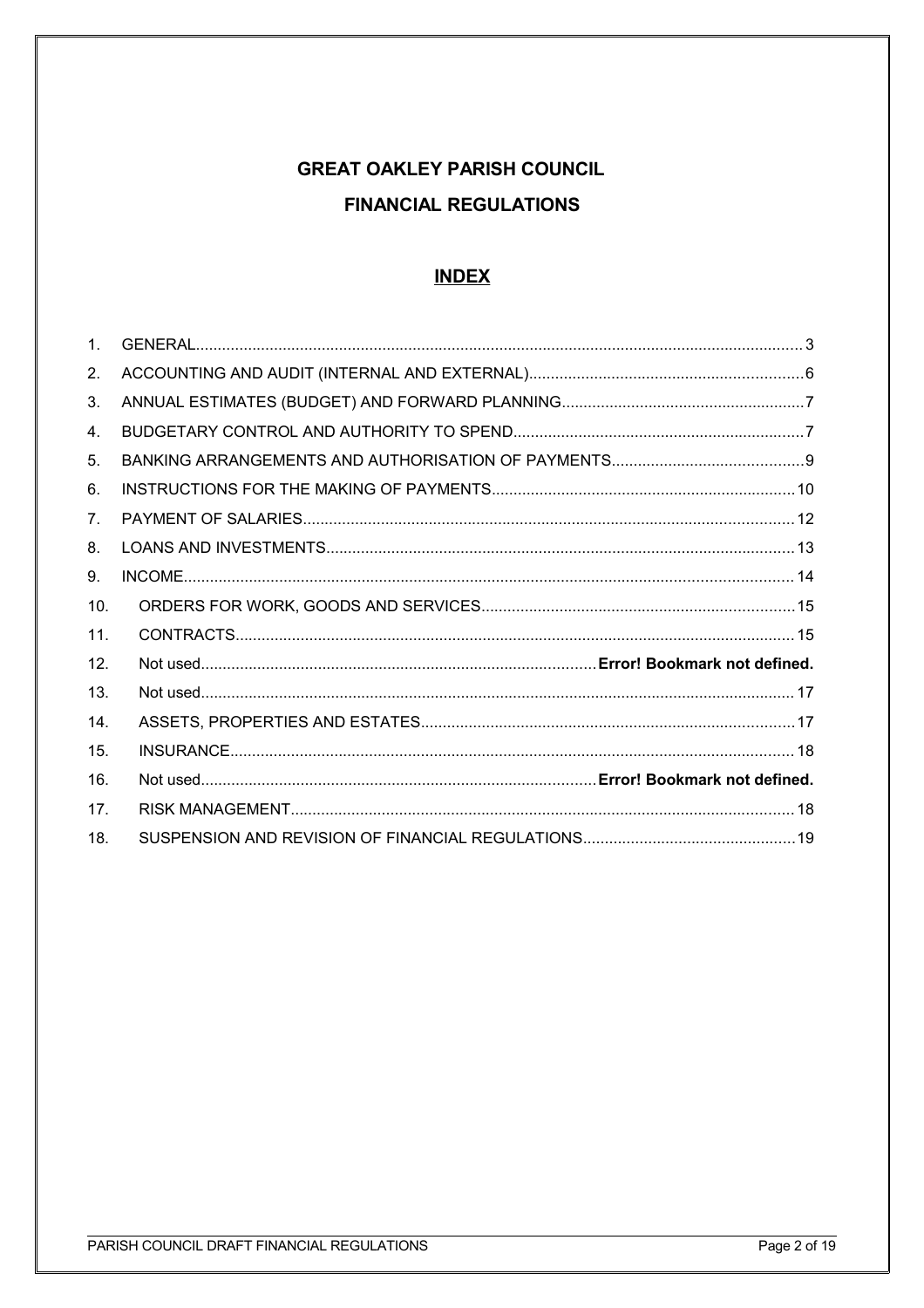# GREAT OAKLEY PARISH COUNCIL

## FINANCIAL REGULATIONS

### INDEX

| | | |
|---|---|---|
| 1. | GENERAL | 3 |
| 2. | ACCOUNTING AND AUDIT (INTERNAL AND EXTERNAL) | 6 |
| 3. | ANNUAL ESTIMATES (BUDGET) AND FORWARD PLANNING | 7 |
| 4. | BUDGETARY CONTROL AND AUTHORITY TO SPEND | 7 |
| 5. | BANKING ARRANGEMENTS AND AUTHORISATION OF PAYMENTS | 9 |
| 6. | INSTRUCTIONS FOR THE MAKING OF PAYMENTS | 10 |
| 7. | PAYMENT OF SALARIES | 12 |
| 8. | LOANS AND INVESTMENTS | 13 |
| 9. | INCOME | 14 |
| 10. | ORDERS FOR WORK, GOODS AND SERVICES | 15 |
| 11. | CONTRACTS | 15 |
| 12. | Not used | **Error! Bookmark not defined.** |
| 13. | Not used | 17 |
| 14. | ASSETS, PROPERTIES AND ESTATES | 17 |
| 15. | INSURANCE | 18 |
| 16. | Not used | **Error! Bookmark not defined.** |
| 17. | RISK MANAGEMENT | 18 |
| 18. | SUSPENSION AND REVISION OF FINANCIAL REGULATIONS | 19 |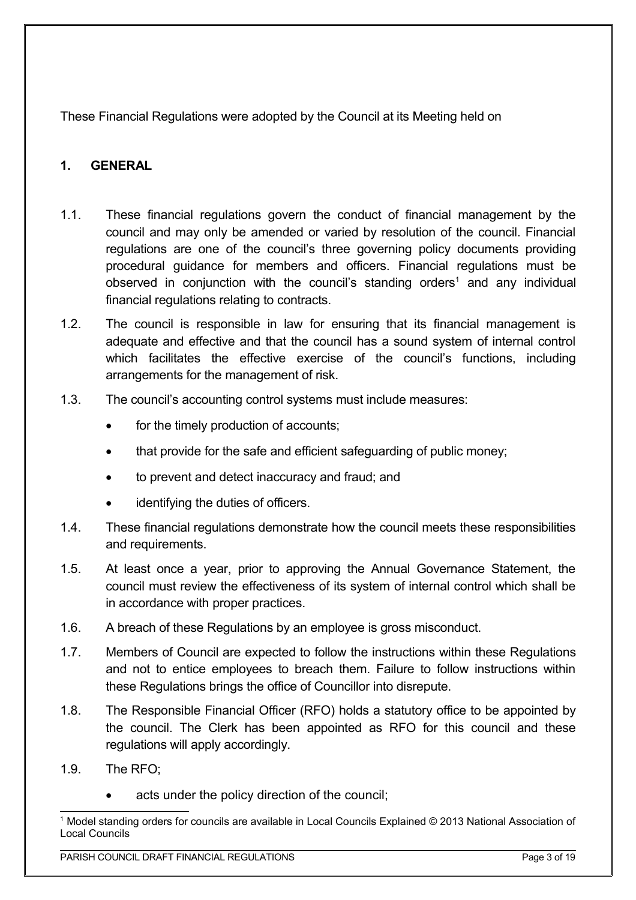These Financial Regulations were adopted by the Council at its Meeting held on

## 1. GENERAL

1.1. These financial regulations govern the conduct of financial management by the council and may only be amended or varied by resolution of the council. Financial regulations are one of the council's three governing policy documents providing procedural guidance for members and officers. Financial regulations must be observed in conjunction with the council's standing orders[1] and any individual financial regulations relating to contracts.

1.2. The council is responsible in law for ensuring that its financial management is adequate and effective and that the council has a sound system of internal control which facilitates the effective exercise of the council's functions, including arrangements for the management of risk.

1.3. The council's accounting control systems must include measures:

- for the timely production of accounts;
- that provide for the safe and efficient safeguarding of public money;
- to prevent and detect inaccuracy and fraud; and
- identifying the duties of officers.

1.4. These financial regulations demonstrate how the council meets these responsibilities and requirements.

1.5. At least once a year, prior to approving the Annual Governance Statement, the council must review the effectiveness of its system of internal control which shall be in accordance with proper practices.

1.6. A breach of these Regulations by an employee is gross misconduct.

1.7. Members of Council are expected to follow the instructions within these Regulations and not to entice employees to breach them. Failure to follow instructions within these Regulations brings the office of Councillor into disrepute.

1.8. The Responsible Financial Officer (RFO) holds a statutory office to be appointed by the council. The Clerk has been appointed as RFO for this council and these regulations will apply accordingly.

1.9. The RFO;

- acts under the policy direction of the council;

[1] Model standing orders for councils are available in Local Councils Explained © 2013 National Association of Local Councils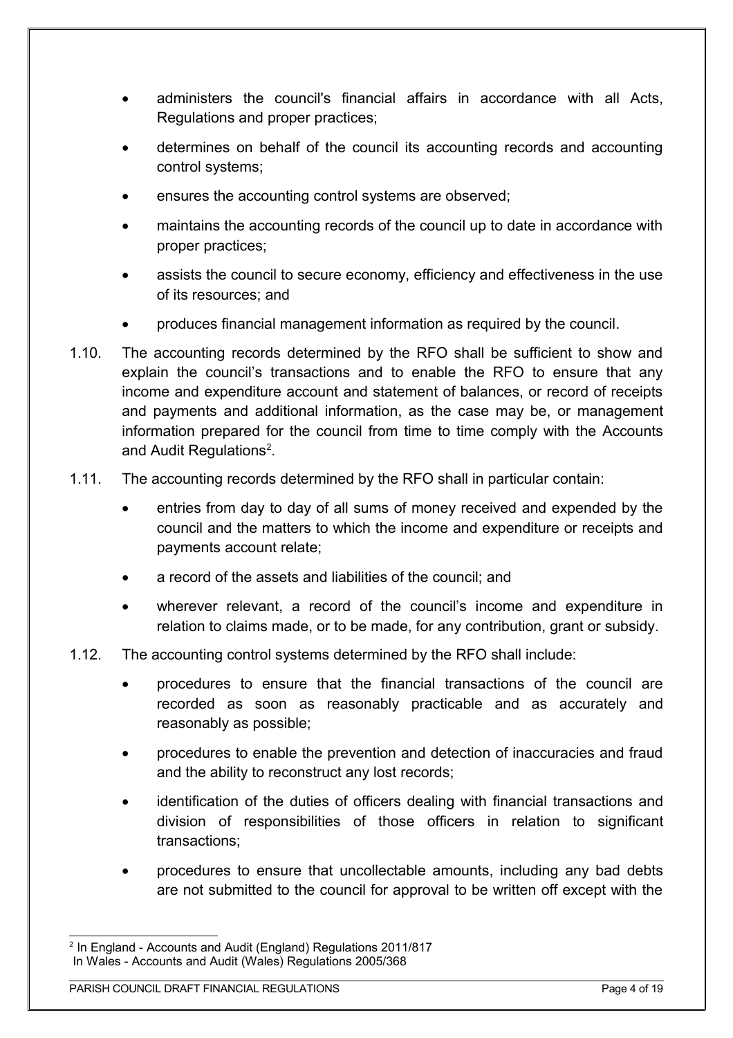- administers the council's financial affairs in accordance with all Acts, Regulations and proper practices;
- determines on behalf of the council its accounting records and accounting control systems;
- ensures the accounting control systems are observed;
- maintains the accounting records of the council up to date in accordance with proper practices;
- assists the council to secure economy, efficiency and effectiveness in the use of its resources; and
- produces financial management information as required by the council.

1.10. The accounting records determined by the RFO shall be sufficient to show and explain the council's transactions and to enable the RFO to ensure that any income and expenditure account and statement of balances, or record of receipts and payments and additional information, as the case may be, or management information prepared for the council from time to time comply with the Accounts and Audit Regulations[2].

1.11. The accounting records determined by the RFO shall in particular contain:

- entries from day to day of all sums of money received and expended by the council and the matters to which the income and expenditure or receipts and payments account relate;
- a record of the assets and liabilities of the council; and
- wherever relevant, a record of the council's income and expenditure in relation to claims made, or to be made, for any contribution, grant or subsidy.

1.12. The accounting control systems determined by the RFO shall include:

- procedures to ensure that the financial transactions of the council are recorded as soon as reasonably practicable and as accurately and reasonably as possible;
- procedures to enable the prevention and detection of inaccuracies and fraud and the ability to reconstruct any lost records;
- identification of the duties of officers dealing with financial transactions and division of responsibilities of those officers in relation to significant transactions;
- procedures to ensure that uncollectable amounts, including any bad debts are not submitted to the council for approval to be written off except with the

[2] In England - Accounts and Audit (England) Regulations 2011/817
In Wales - Accounts and Audit (Wales) Regulations 2005/368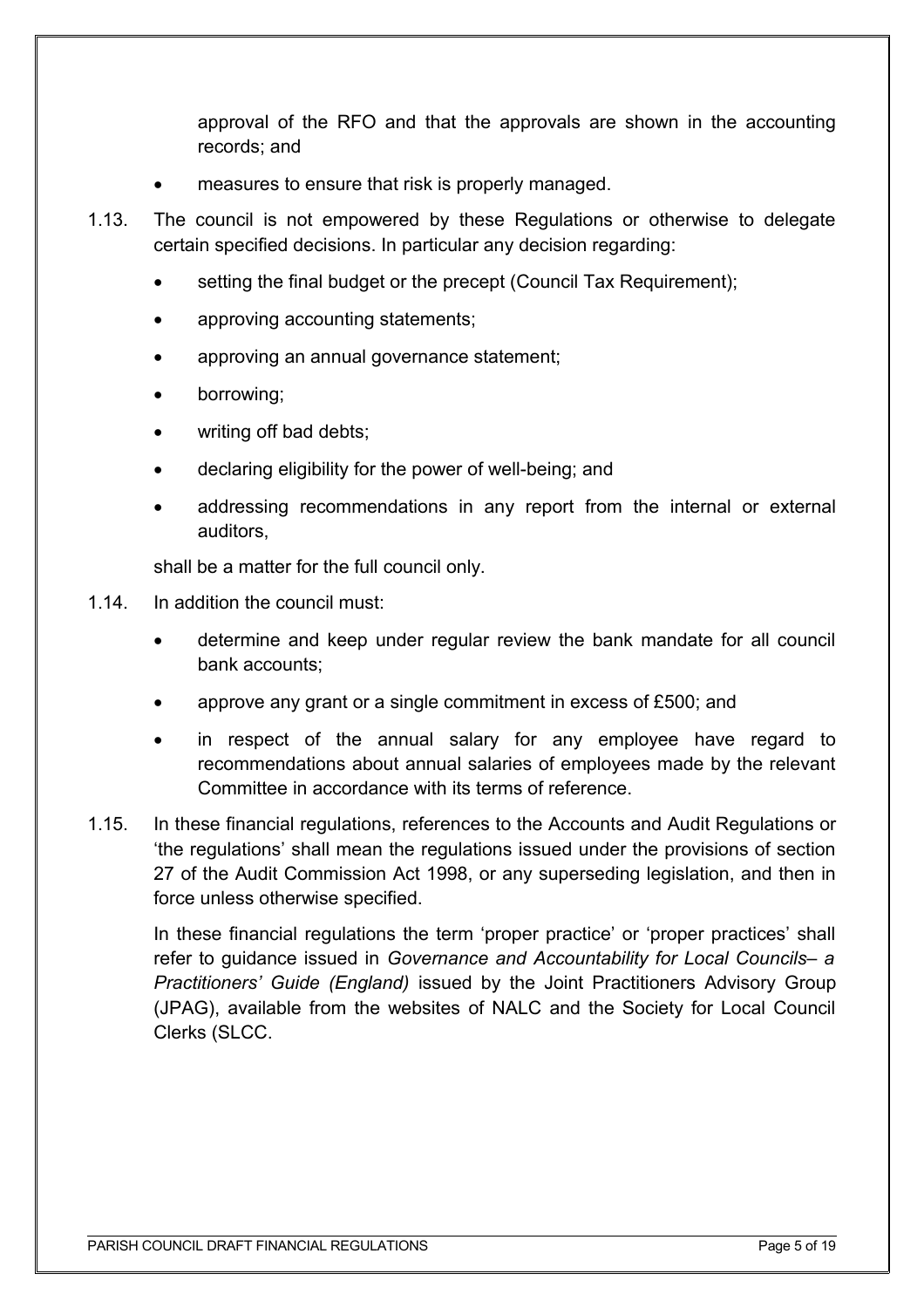approval of the RFO and that the approvals are shown in the accounting records; and

- measures to ensure that risk is properly managed.

1.13. The council is not empowered by these Regulations or otherwise to delegate certain specified decisions. In particular any decision regarding:

- setting the final budget or the precept (Council Tax Requirement);
- approving accounting statements;
- approving an annual governance statement;
- borrowing;
- writing off bad debts;
- declaring eligibility for the power of well-being; and
- addressing recommendations in any report from the internal or external auditors,

shall be a matter for the full council only.

1.14. In addition the council must:

- determine and keep under regular review the bank mandate for all council bank accounts;
- approve any grant or a single commitment in excess of £500; and
- in respect of the annual salary for any employee have regard to recommendations about annual salaries of employees made by the relevant Committee in accordance with its terms of reference.

1.15. In these financial regulations, references to the Accounts and Audit Regulations or 'the regulations' shall mean the regulations issued under the provisions of section 27 of the Audit Commission Act 1998, or any superseding legislation, and then in force unless otherwise specified.

In these financial regulations the term 'proper practice' or 'proper practices' shall refer to guidance issued in *Governance and Accountability for Local Councils– a Practitioners' Guide (England)* issued by the Joint Practitioners Advisory Group (JPAG), available from the websites of NALC and the Society for Local Council Clerks (SLCC.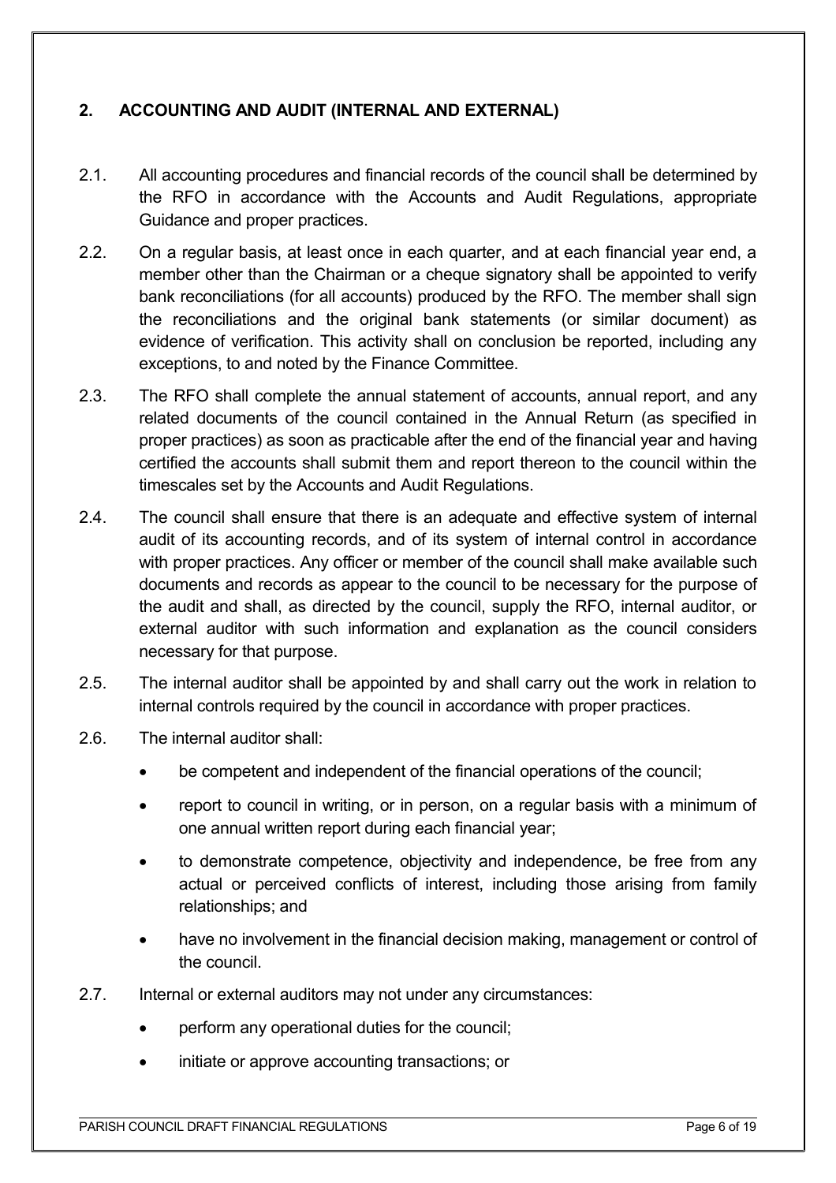## 2. ACCOUNTING AND AUDIT (INTERNAL AND EXTERNAL)

2.1. All accounting procedures and financial records of the council shall be determined by the RFO in accordance with the Accounts and Audit Regulations, appropriate Guidance and proper practices.

2.2. On a regular basis, at least once in each quarter, and at each financial year end, a member other than the Chairman or a cheque signatory shall be appointed to verify bank reconciliations (for all accounts) produced by the RFO. The member shall sign the reconciliations and the original bank statements (or similar document) as evidence of verification. This activity shall on conclusion be reported, including any exceptions, to and noted by the Finance Committee.

2.3. The RFO shall complete the annual statement of accounts, annual report, and any related documents of the council contained in the Annual Return (as specified in proper practices) as soon as practicable after the end of the financial year and having certified the accounts shall submit them and report thereon to the council within the timescales set by the Accounts and Audit Regulations.

2.4. The council shall ensure that there is an adequate and effective system of internal audit of its accounting records, and of its system of internal control in accordance with proper practices. Any officer or member of the council shall make available such documents and records as appear to the council to be necessary for the purpose of the audit and shall, as directed by the council, supply the RFO, internal auditor, or external auditor with such information and explanation as the council considers necessary for that purpose.

2.5. The internal auditor shall be appointed by and shall carry out the work in relation to internal controls required by the council in accordance with proper practices.

2.6. The internal auditor shall:

- be competent and independent of the financial operations of the council;
- report to council in writing, or in person, on a regular basis with a minimum of one annual written report during each financial year;
- to demonstrate competence, objectivity and independence, be free from any actual or perceived conflicts of interest, including those arising from family relationships; and
- have no involvement in the financial decision making, management or control of the council.

2.7. Internal or external auditors may not under any circumstances:

- perform any operational duties for the council;
- initiate or approve accounting transactions; or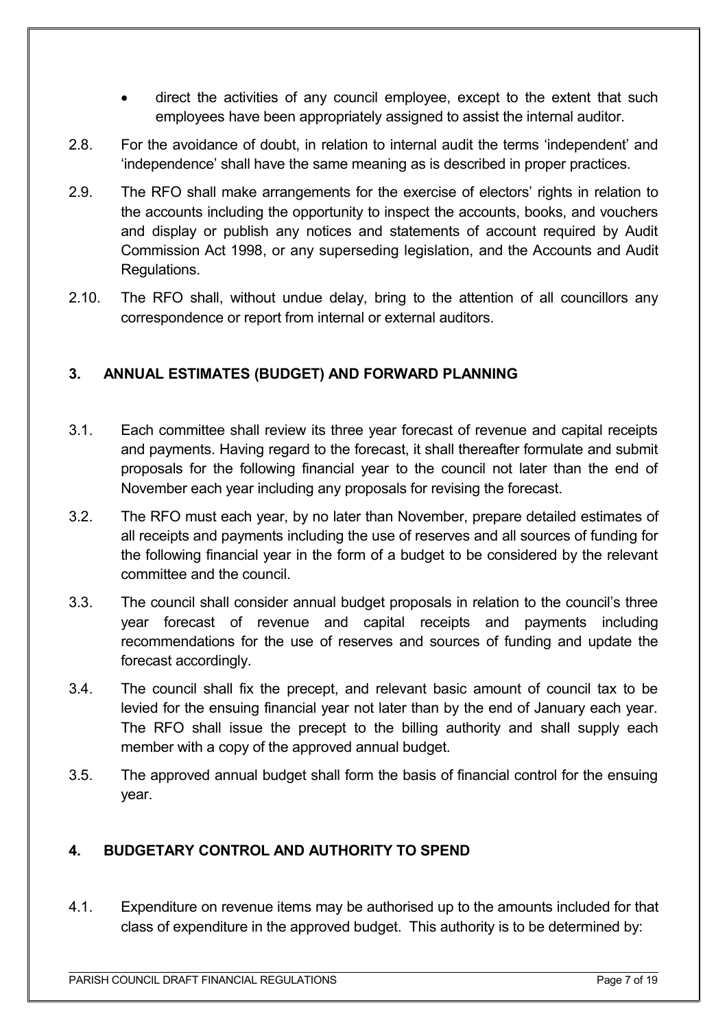- direct the activities of any council employee, except to the extent that such employees have been appropriately assigned to assist the internal auditor.

2.8. For the avoidance of doubt, in relation to internal audit the terms 'independent' and 'independence' shall have the same meaning as is described in proper practices.

2.9. The RFO shall make arrangements for the exercise of electors' rights in relation to the accounts including the opportunity to inspect the accounts, books, and vouchers and display or publish any notices and statements of account required by Audit Commission Act 1998, or any superseding legislation, and the Accounts and Audit Regulations.

2.10. The RFO shall, without undue delay, bring to the attention of all councillors any correspondence or report from internal or external auditors.

## 3. ANNUAL ESTIMATES (BUDGET) AND FORWARD PLANNING

3.1. Each committee shall review its three year forecast of revenue and capital receipts and payments. Having regard to the forecast, it shall thereafter formulate and submit proposals for the following financial year to the council not later than the end of November each year including any proposals for revising the forecast.

3.2. The RFO must each year, by no later than November, prepare detailed estimates of all receipts and payments including the use of reserves and all sources of funding for the following financial year in the form of a budget to be considered by the relevant committee and the council.

3.3. The council shall consider annual budget proposals in relation to the council's three year forecast of revenue and capital receipts and payments including recommendations for the use of reserves and sources of funding and update the forecast accordingly.

3.4. The council shall fix the precept, and relevant basic amount of council tax to be levied for the ensuing financial year not later than by the end of January each year. The RFO shall issue the precept to the billing authority and shall supply each member with a copy of the approved annual budget.

3.5. The approved annual budget shall form the basis of financial control for the ensuing year.

## 4. BUDGETARY CONTROL AND AUTHORITY TO SPEND

4.1. Expenditure on revenue items may be authorised up to the amounts included for that class of expenditure in the approved budget. This authority is to be determined by: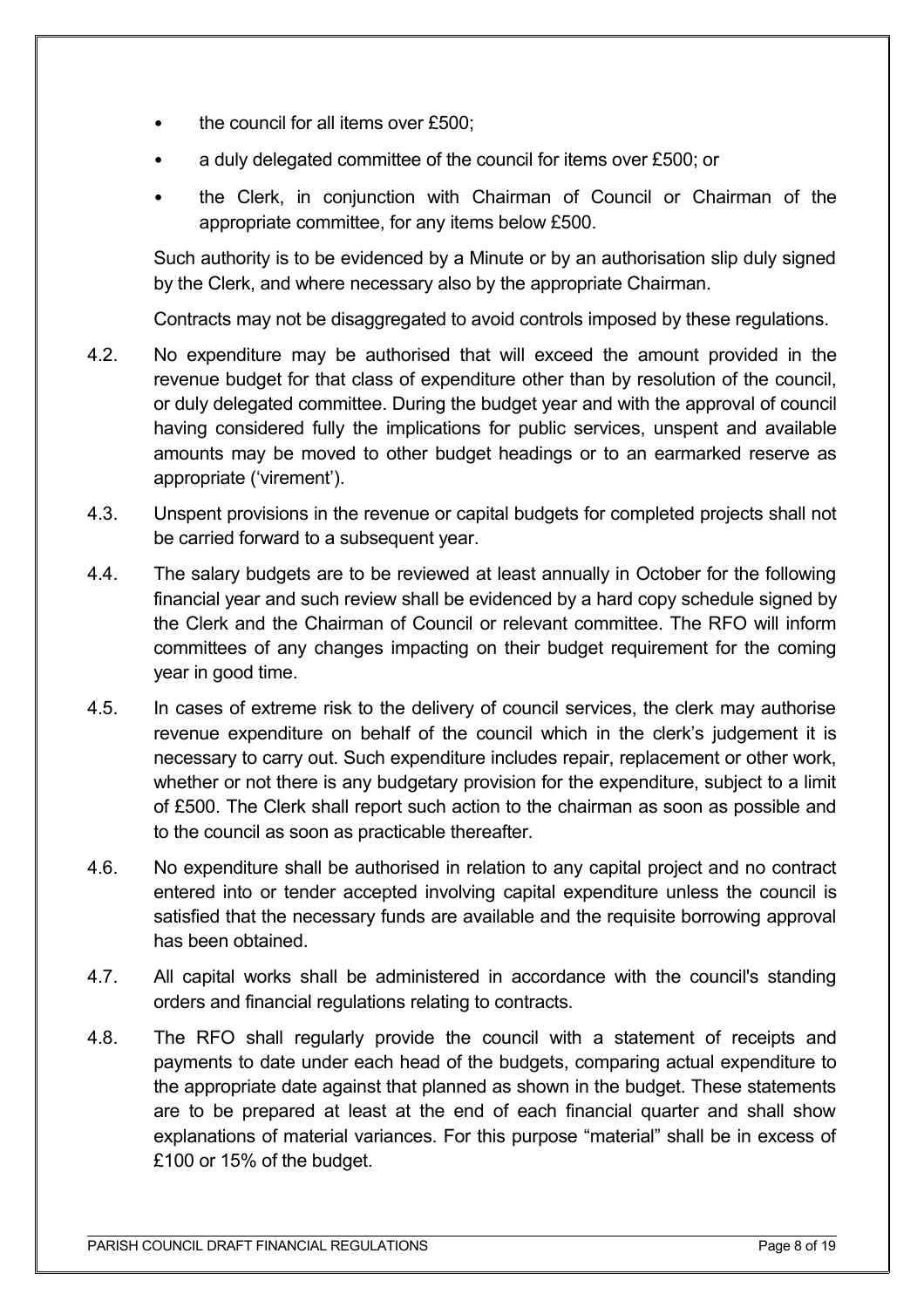- the council for all items over £500;
- a duly delegated committee of the council for items over £500; or
- the Clerk, in conjunction with Chairman of Council or Chairman of the appropriate committee, for any items below £500.

Such authority is to be evidenced by a Minute or by an authorisation slip duly signed by the Clerk, and where necessary also by the appropriate Chairman.

Contracts may not be disaggregated to avoid controls imposed by these regulations.

4.2. No expenditure may be authorised that will exceed the amount provided in the revenue budget for that class of expenditure other than by resolution of the council, or duly delegated committee. During the budget year and with the approval of council having considered fully the implications for public services, unspent and available amounts may be moved to other budget headings or to an earmarked reserve as appropriate ('virement').

4.3. Unspent provisions in the revenue or capital budgets for completed projects shall not be carried forward to a subsequent year.

4.4. The salary budgets are to be reviewed at least annually in October for the following financial year and such review shall be evidenced by a hard copy schedule signed by the Clerk and the Chairman of Council or relevant committee. The RFO will inform committees of any changes impacting on their budget requirement for the coming year in good time.

4.5. In cases of extreme risk to the delivery of council services, the clerk may authorise revenue expenditure on behalf of the council which in the clerk's judgement it is necessary to carry out. Such expenditure includes repair, replacement or other work, whether or not there is any budgetary provision for the expenditure, subject to a limit of £500. The Clerk shall report such action to the chairman as soon as possible and to the council as soon as practicable thereafter.

4.6. No expenditure shall be authorised in relation to any capital project and no contract entered into or tender accepted involving capital expenditure unless the council is satisfied that the necessary funds are available and the requisite borrowing approval has been obtained.

4.7. All capital works shall be administered in accordance with the council's standing orders and financial regulations relating to contracts.

4.8. The RFO shall regularly provide the council with a statement of receipts and payments to date under each head of the budgets, comparing actual expenditure to the appropriate date against that planned as shown in the budget. These statements are to be prepared at least at the end of each financial quarter and shall show explanations of material variances. For this purpose "material" shall be in excess of £100 or 15% of the budget.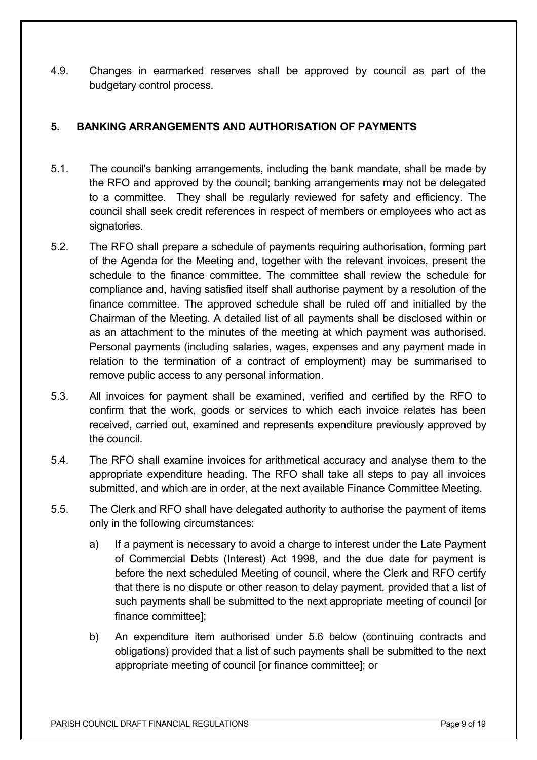4.9. Changes in earmarked reserves shall be approved by council as part of the budgetary control process.

## 5. BANKING ARRANGEMENTS AND AUTHORISATION OF PAYMENTS

5.1. The council's banking arrangements, including the bank mandate, shall be made by the RFO and approved by the council; banking arrangements may not be delegated to a committee. They shall be regularly reviewed for safety and efficiency. The council shall seek credit references in respect of members or employees who act as signatories.

5.2. The RFO shall prepare a schedule of payments requiring authorisation, forming part of the Agenda for the Meeting and, together with the relevant invoices, present the schedule to the finance committee. The committee shall review the schedule for compliance and, having satisfied itself shall authorise payment by a resolution of the finance committee. The approved schedule shall be ruled off and initialled by the Chairman of the Meeting. A detailed list of all payments shall be disclosed within or as an attachment to the minutes of the meeting at which payment was authorised. Personal payments (including salaries, wages, expenses and any payment made in relation to the termination of a contract of employment) may be summarised to remove public access to any personal information.

5.3. All invoices for payment shall be examined, verified and certified by the RFO to confirm that the work, goods or services to which each invoice relates has been received, carried out, examined and represents expenditure previously approved by the council.

5.4. The RFO shall examine invoices for arithmetical accuracy and analyse them to the appropriate expenditure heading. The RFO shall take all steps to pay all invoices submitted, and which are in order, at the next available Finance Committee Meeting.

5.5. The Clerk and RFO shall have delegated authority to authorise the payment of items only in the following circumstances:

a) If a payment is necessary to avoid a charge to interest under the Late Payment of Commercial Debts (Interest) Act 1998, and the due date for payment is before the next scheduled Meeting of council, where the Clerk and RFO certify that there is no dispute or other reason to delay payment, provided that a list of such payments shall be submitted to the next appropriate meeting of council [or finance committee];

b) An expenditure item authorised under 5.6 below (continuing contracts and obligations) provided that a list of such payments shall be submitted to the next appropriate meeting of council [or finance committee]; or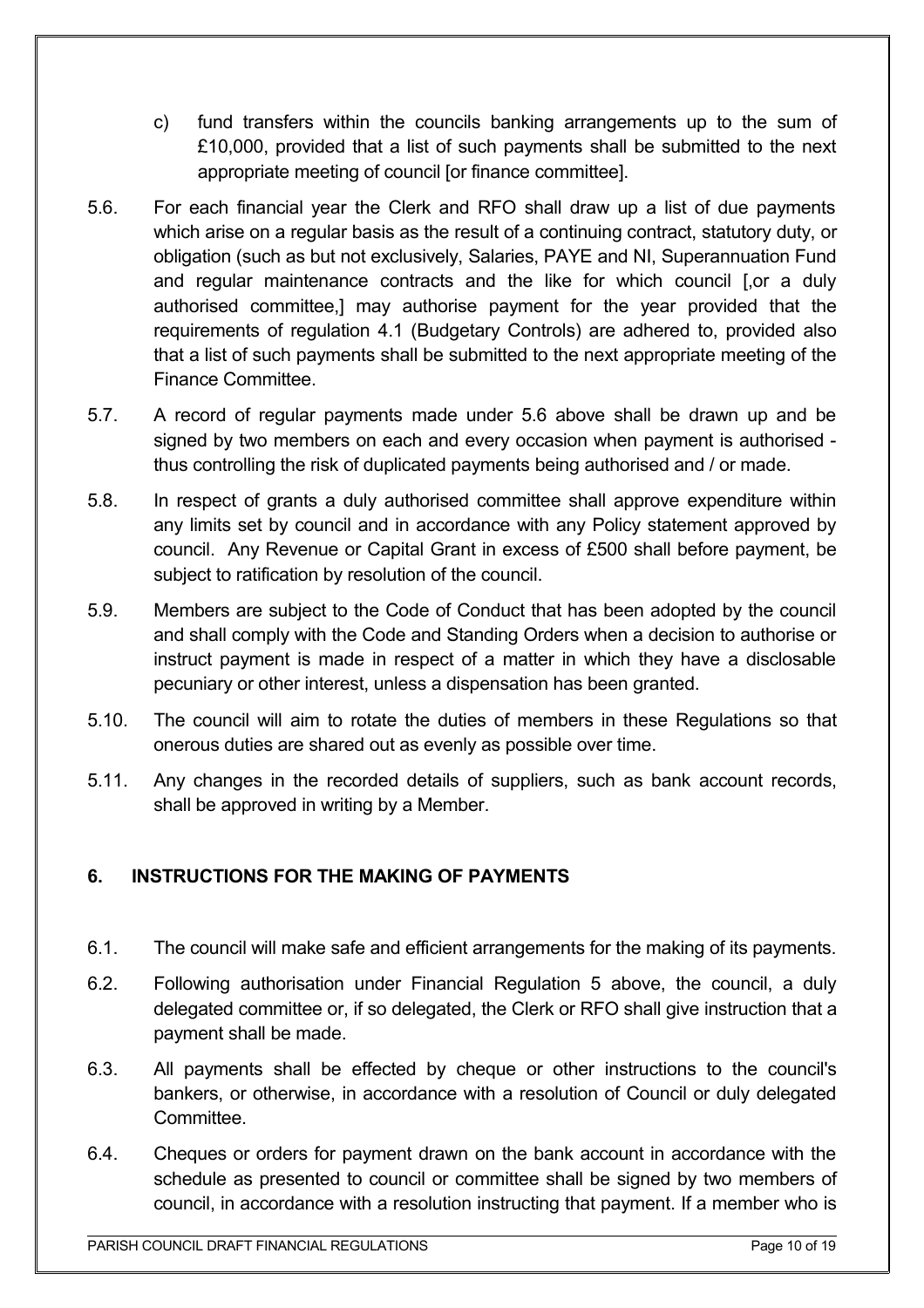c) fund transfers within the councils banking arrangements up to the sum of £10,000, provided that a list of such payments shall be submitted to the next appropriate meeting of council [or finance committee].

5.6. For each financial year the Clerk and RFO shall draw up a list of due payments which arise on a regular basis as the result of a continuing contract, statutory duty, or obligation (such as but not exclusively, Salaries, PAYE and NI, Superannuation Fund and regular maintenance contracts and the like for which council [,or a duly authorised committee,] may authorise payment for the year provided that the requirements of regulation 4.1 (Budgetary Controls) are adhered to, provided also that a list of such payments shall be submitted to the next appropriate meeting of the Finance Committee.

5.7. A record of regular payments made under 5.6 above shall be drawn up and be signed by two members on each and every occasion when payment is authorised - thus controlling the risk of duplicated payments being authorised and / or made.

5.8. In respect of grants a duly authorised committee shall approve expenditure within any limits set by council and in accordance with any Policy statement approved by council. Any Revenue or Capital Grant in excess of £500 shall before payment, be subject to ratification by resolution of the council.

5.9. Members are subject to the Code of Conduct that has been adopted by the council and shall comply with the Code and Standing Orders when a decision to authorise or instruct payment is made in respect of a matter in which they have a disclosable pecuniary or other interest, unless a dispensation has been granted.

5.10. The council will aim to rotate the duties of members in these Regulations so that onerous duties are shared out as evenly as possible over time.

5.11. Any changes in the recorded details of suppliers, such as bank account records, shall be approved in writing by a Member.

## 6. INSTRUCTIONS FOR THE MAKING OF PAYMENTS

6.1. The council will make safe and efficient arrangements for the making of its payments.

6.2. Following authorisation under Financial Regulation 5 above, the council, a duly delegated committee or, if so delegated, the Clerk or RFO shall give instruction that a payment shall be made.

6.3. All payments shall be effected by cheque or other instructions to the council's bankers, or otherwise, in accordance with a resolution of Council or duly delegated Committee.

6.4. Cheques or orders for payment drawn on the bank account in accordance with the schedule as presented to council or committee shall be signed by two members of council, in accordance with a resolution instructing that payment. If a member who is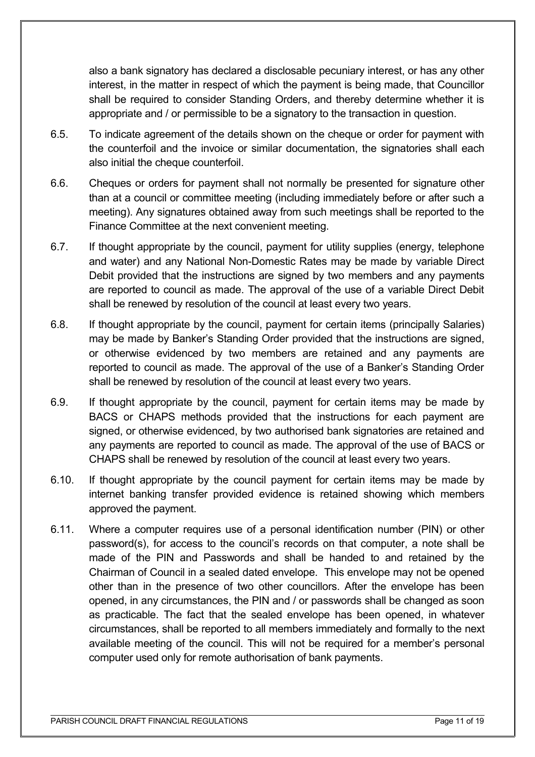also a bank signatory has declared a disclosable pecuniary interest, or has any other interest, in the matter in respect of which the payment is being made, that Councillor shall be required to consider Standing Orders, and thereby determine whether it is appropriate and / or permissible to be a signatory to the transaction in question.

6.5. To indicate agreement of the details shown on the cheque or order for payment with the counterfoil and the invoice or similar documentation, the signatories shall each also initial the cheque counterfoil.

6.6. Cheques or orders for payment shall not normally be presented for signature other than at a council or committee meeting (including immediately before or after such a meeting). Any signatures obtained away from such meetings shall be reported to the Finance Committee at the next convenient meeting.

6.7. If thought appropriate by the council, payment for utility supplies (energy, telephone and water) and any National Non-Domestic Rates may be made by variable Direct Debit provided that the instructions are signed by two members and any payments are reported to council as made. The approval of the use of a variable Direct Debit shall be renewed by resolution of the council at least every two years.

6.8. If thought appropriate by the council, payment for certain items (principally Salaries) may be made by Banker's Standing Order provided that the instructions are signed, or otherwise evidenced by two members are retained and any payments are reported to council as made. The approval of the use of a Banker's Standing Order shall be renewed by resolution of the council at least every two years.

6.9. If thought appropriate by the council, payment for certain items may be made by BACS or CHAPS methods provided that the instructions for each payment are signed, or otherwise evidenced, by two authorised bank signatories are retained and any payments are reported to council as made. The approval of the use of BACS or CHAPS shall be renewed by resolution of the council at least every two years.

6.10. If thought appropriate by the council payment for certain items may be made by internet banking transfer provided evidence is retained showing which members approved the payment.

6.11. Where a computer requires use of a personal identification number (PIN) or other password(s), for access to the council's records on that computer, a note shall be made of the PIN and Passwords and shall be handed to and retained by the Chairman of Council in a sealed dated envelope. This envelope may not be opened other than in the presence of two other councillors. After the envelope has been opened, in any circumstances, the PIN and / or passwords shall be changed as soon as practicable. The fact that the sealed envelope has been opened, in whatever circumstances, shall be reported to all members immediately and formally to the next available meeting of the council. This will not be required for a member's personal computer used only for remote authorisation of bank payments.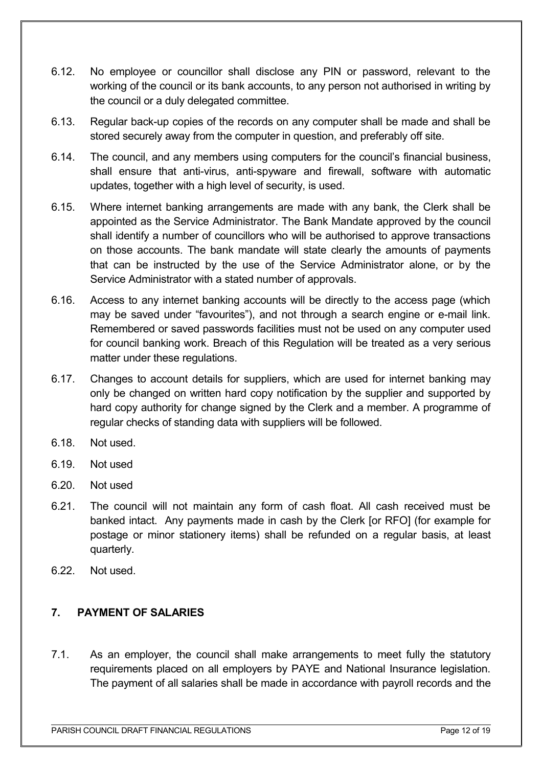6.12. No employee or councillor shall disclose any PIN or password, relevant to the working of the council or its bank accounts, to any person not authorised in writing by the council or a duly delegated committee.

6.13. Regular back-up copies of the records on any computer shall be made and shall be stored securely away from the computer in question, and preferably off site.

6.14. The council, and any members using computers for the council's financial business, shall ensure that anti-virus, anti-spyware and firewall, software with automatic updates, together with a high level of security, is used.

6.15. Where internet banking arrangements are made with any bank, the Clerk shall be appointed as the Service Administrator. The Bank Mandate approved by the council shall identify a number of councillors who will be authorised to approve transactions on those accounts. The bank mandate will state clearly the amounts of payments that can be instructed by the use of the Service Administrator alone, or by the Service Administrator with a stated number of approvals.

6.16. Access to any internet banking accounts will be directly to the access page (which may be saved under "favourites"), and not through a search engine or e-mail link. Remembered or saved passwords facilities must not be used on any computer used for council banking work. Breach of this Regulation will be treated as a very serious matter under these regulations.

6.17. Changes to account details for suppliers, which are used for internet banking may only be changed on written hard copy notification by the supplier and supported by hard copy authority for change signed by the Clerk and a member. A programme of regular checks of standing data with suppliers will be followed.

6.18. Not used.

6.19. Not used

6.20. Not used

6.21. The council will not maintain any form of cash float. All cash received must be banked intact. Any payments made in cash by the Clerk [or RFO] (for example for postage or minor stationery items) shall be refunded on a regular basis, at least quarterly.

6.22. Not used.

## 7. PAYMENT OF SALARIES

7.1. As an employer, the council shall make arrangements to meet fully the statutory requirements placed on all employers by PAYE and National Insurance legislation. The payment of all salaries shall be made in accordance with payroll records and the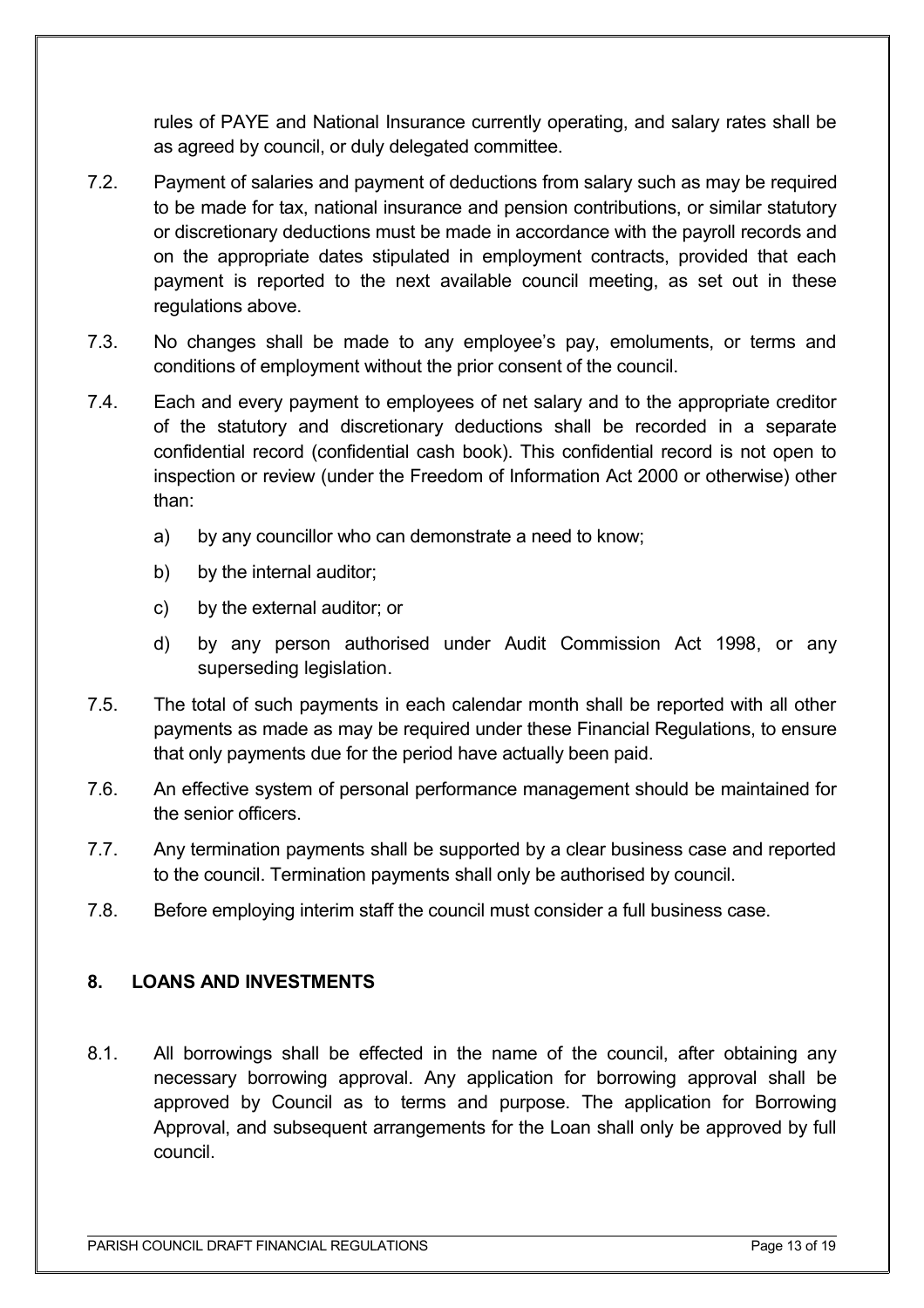rules of PAYE and National Insurance currently operating, and salary rates shall be as agreed by council, or duly delegated committee.

7.2. Payment of salaries and payment of deductions from salary such as may be required to be made for tax, national insurance and pension contributions, or similar statutory or discretionary deductions must be made in accordance with the payroll records and on the appropriate dates stipulated in employment contracts, provided that each payment is reported to the next available council meeting, as set out in these regulations above.

7.3. No changes shall be made to any employee's pay, emoluments, or terms and conditions of employment without the prior consent of the council.

7.4. Each and every payment to employees of net salary and to the appropriate creditor of the statutory and discretionary deductions shall be recorded in a separate confidential record (confidential cash book). This confidential record is not open to inspection or review (under the Freedom of Information Act 2000 or otherwise) other than:

a) by any councillor who can demonstrate a need to know;

b) by the internal auditor;

c) by the external auditor; or

d) by any person authorised under Audit Commission Act 1998, or any superseding legislation.

7.5. The total of such payments in each calendar month shall be reported with all other payments as made as may be required under these Financial Regulations, to ensure that only payments due for the period have actually been paid.

7.6. An effective system of personal performance management should be maintained for the senior officers.

7.7. Any termination payments shall be supported by a clear business case and reported to the council. Termination payments shall only be authorised by council.

7.8. Before employing interim staff the council must consider a full business case.

## 8. LOANS AND INVESTMENTS

8.1. All borrowings shall be effected in the name of the council, after obtaining any necessary borrowing approval. Any application for borrowing approval shall be approved by Council as to terms and purpose. The application for Borrowing Approval, and subsequent arrangements for the Loan shall only be approved by full council.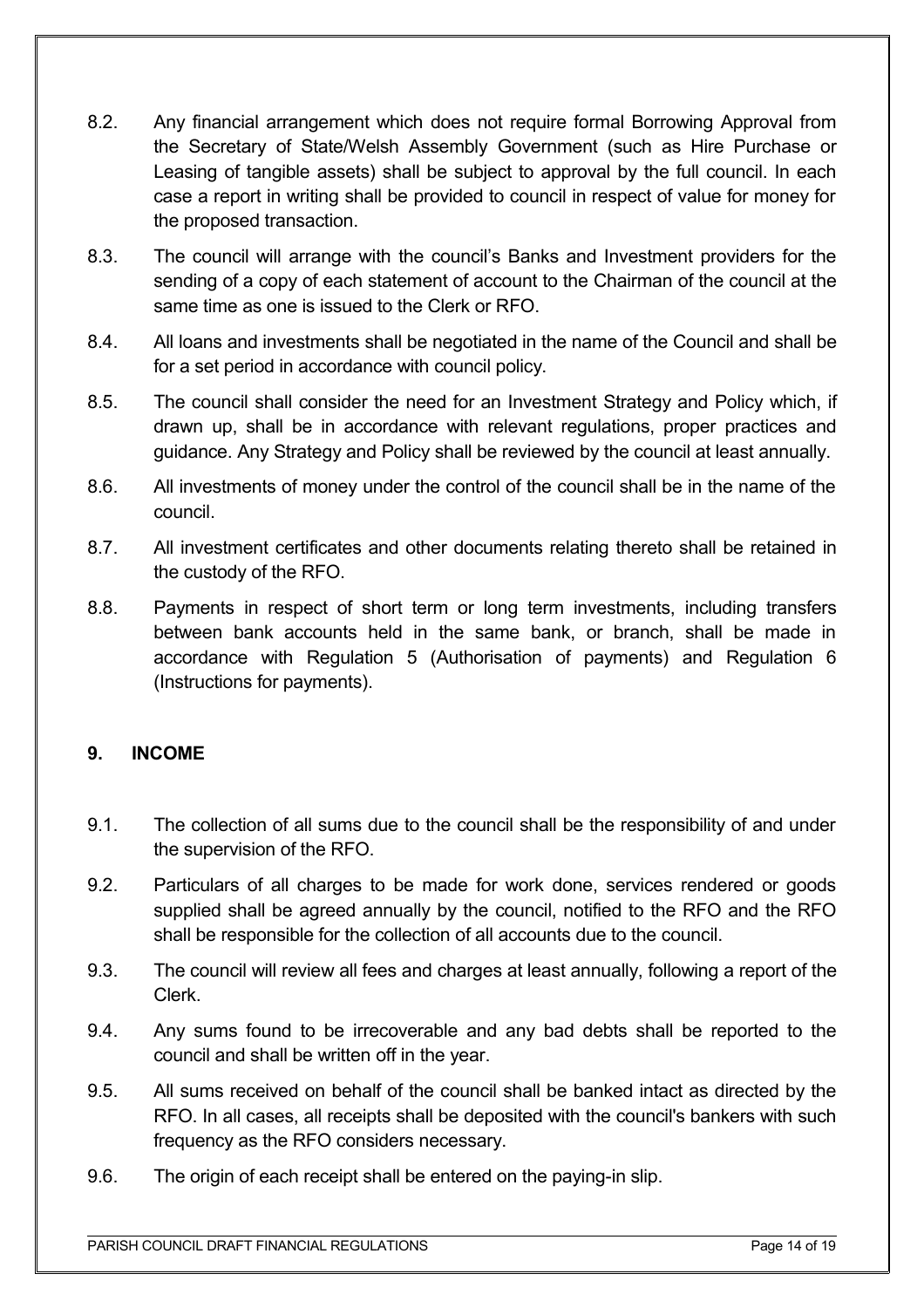8.2. Any financial arrangement which does not require formal Borrowing Approval from the Secretary of State/Welsh Assembly Government (such as Hire Purchase or Leasing of tangible assets) shall be subject to approval by the full council. In each case a report in writing shall be provided to council in respect of value for money for the proposed transaction.

8.3. The council will arrange with the council's Banks and Investment providers for the sending of a copy of each statement of account to the Chairman of the council at the same time as one is issued to the Clerk or RFO.

8.4. All loans and investments shall be negotiated in the name of the Council and shall be for a set period in accordance with council policy.

8.5. The council shall consider the need for an Investment Strategy and Policy which, if drawn up, shall be in accordance with relevant regulations, proper practices and guidance. Any Strategy and Policy shall be reviewed by the council at least annually.

8.6. All investments of money under the control of the council shall be in the name of the council.

8.7. All investment certificates and other documents relating thereto shall be retained in the custody of the RFO.

8.8. Payments in respect of short term or long term investments, including transfers between bank accounts held in the same bank, or branch, shall be made in accordance with Regulation 5 (Authorisation of payments) and Regulation 6 (Instructions for payments).

## 9. INCOME

9.1. The collection of all sums due to the council shall be the responsibility of and under the supervision of the RFO.

9.2. Particulars of all charges to be made for work done, services rendered or goods supplied shall be agreed annually by the council, notified to the RFO and the RFO shall be responsible for the collection of all accounts due to the council.

9.3. The council will review all fees and charges at least annually, following a report of the Clerk.

9.4. Any sums found to be irrecoverable and any bad debts shall be reported to the council and shall be written off in the year.

9.5. All sums received on behalf of the council shall be banked intact as directed by the RFO. In all cases, all receipts shall be deposited with the council's bankers with such frequency as the RFO considers necessary.

9.6. The origin of each receipt shall be entered on the paying-in slip.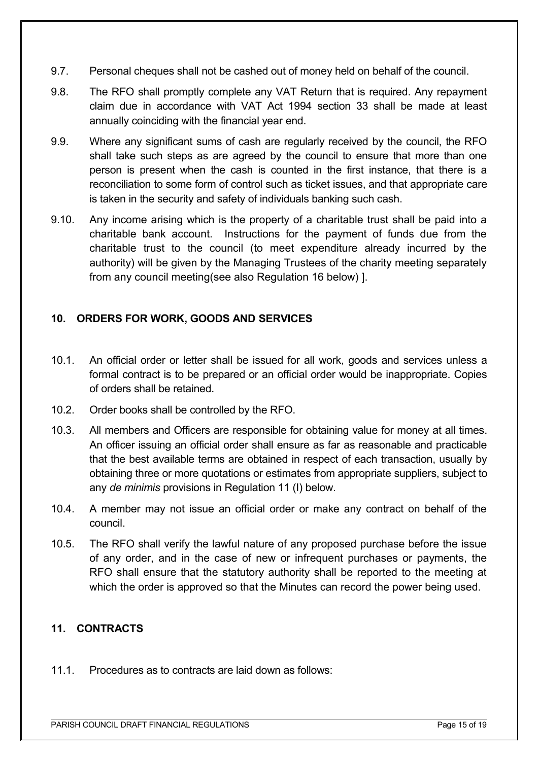9.7. Personal cheques shall not be cashed out of money held on behalf of the council.

9.8. The RFO shall promptly complete any VAT Return that is required. Any repayment claim due in accordance with VAT Act 1994 section 33 shall be made at least annually coinciding with the financial year end.

9.9. Where any significant sums of cash are regularly received by the council, the RFO shall take such steps as are agreed by the council to ensure that more than one person is present when the cash is counted in the first instance, that there is a reconciliation to some form of control such as ticket issues, and that appropriate care is taken in the security and safety of individuals banking such cash.

9.10. Any income arising which is the property of a charitable trust shall be paid into a charitable bank account. Instructions for the payment of funds due from the charitable trust to the council (to meet expenditure already incurred by the authority) will be given by the Managing Trustees of the charity meeting separately from any council meeting(see also Regulation 16 below) ].

## 10. ORDERS FOR WORK, GOODS AND SERVICES

10.1. An official order or letter shall be issued for all work, goods and services unless a formal contract is to be prepared or an official order would be inappropriate. Copies of orders shall be retained.

10.2. Order books shall be controlled by the RFO.

10.3. All members and Officers are responsible for obtaining value for money at all times. An officer issuing an official order shall ensure as far as reasonable and practicable that the best available terms are obtained in respect of each transaction, usually by obtaining three or more quotations or estimates from appropriate suppliers, subject to any *de minimis* provisions in Regulation 11 (I) below.

10.4. A member may not issue an official order or make any contract on behalf of the council.

10.5. The RFO shall verify the lawful nature of any proposed purchase before the issue of any order, and in the case of new or infrequent purchases or payments, the RFO shall ensure that the statutory authority shall be reported to the meeting at which the order is approved so that the Minutes can record the power being used.

## 11. CONTRACTS

11.1. Procedures as to contracts are laid down as follows: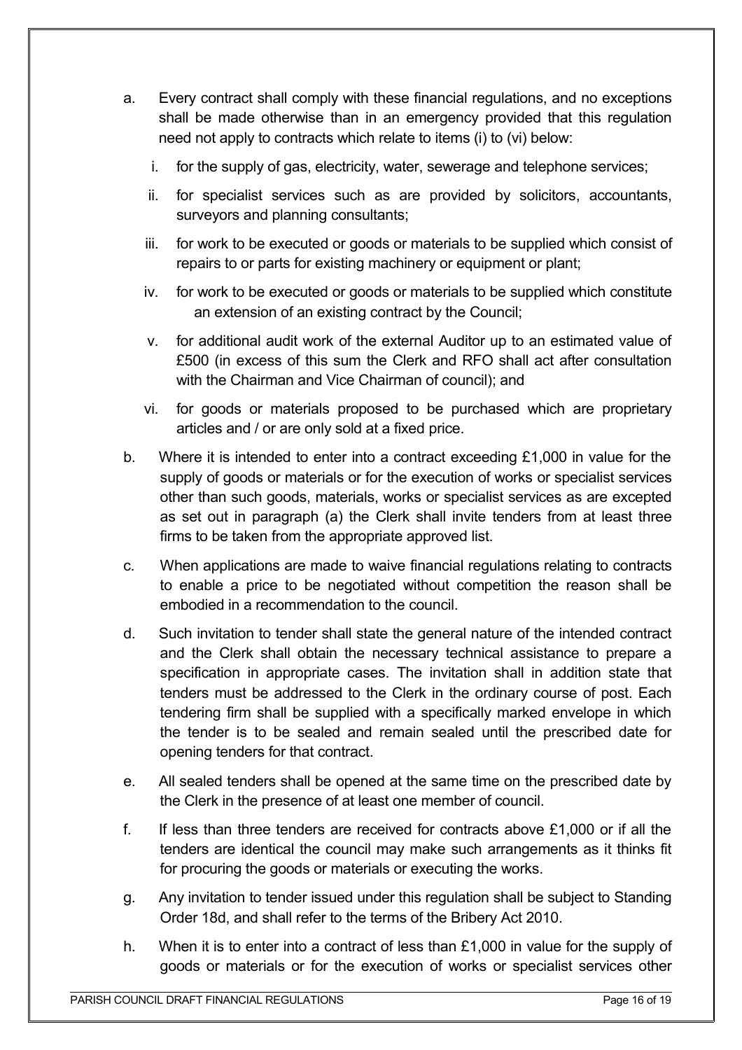a. Every contract shall comply with these financial regulations, and no exceptions shall be made otherwise than in an emergency provided that this regulation need not apply to contracts which relate to items (i) to (vi) below:

   i. for the supply of gas, electricity, water, sewerage and telephone services;

   ii. for specialist services such as are provided by solicitors, accountants, surveyors and planning consultants;

   iii. for work to be executed or goods or materials to be supplied which consist of repairs to or parts for existing machinery or equipment or plant;

   iv. for work to be executed or goods or materials to be supplied which constitute an extension of an existing contract by the Council;

   v. for additional audit work of the external Auditor up to an estimated value of £500 (in excess of this sum the Clerk and RFO shall act after consultation with the Chairman and Vice Chairman of council); and

   vi. for goods or materials proposed to be purchased which are proprietary articles and / or are only sold at a fixed price.

b. Where it is intended to enter into a contract exceeding £1,000 in value for the supply of goods or materials or for the execution of works or specialist services other than such goods, materials, works or specialist services as are excepted as set out in paragraph (a) the Clerk shall invite tenders from at least three firms to be taken from the appropriate approved list.

c. When applications are made to waive financial regulations relating to contracts to enable a price to be negotiated without competition the reason shall be embodied in a recommendation to the council.

d. Such invitation to tender shall state the general nature of the intended contract and the Clerk shall obtain the necessary technical assistance to prepare a specification in appropriate cases. The invitation shall in addition state that tenders must be addressed to the Clerk in the ordinary course of post. Each tendering firm shall be supplied with a specifically marked envelope in which the tender is to be sealed and remain sealed until the prescribed date for opening tenders for that contract.

e. All sealed tenders shall be opened at the same time on the prescribed date by the Clerk in the presence of at least one member of council.

f. If less than three tenders are received for contracts above £1,000 or if all the tenders are identical the council may make such arrangements as it thinks fit for procuring the goods or materials or executing the works.

g. Any invitation to tender issued under this regulation shall be subject to Standing Order 18d, and shall refer to the terms of the Bribery Act 2010.

h. When it is to enter into a contract of less than £1,000 in value for the supply of goods or materials or for the execution of works or specialist services other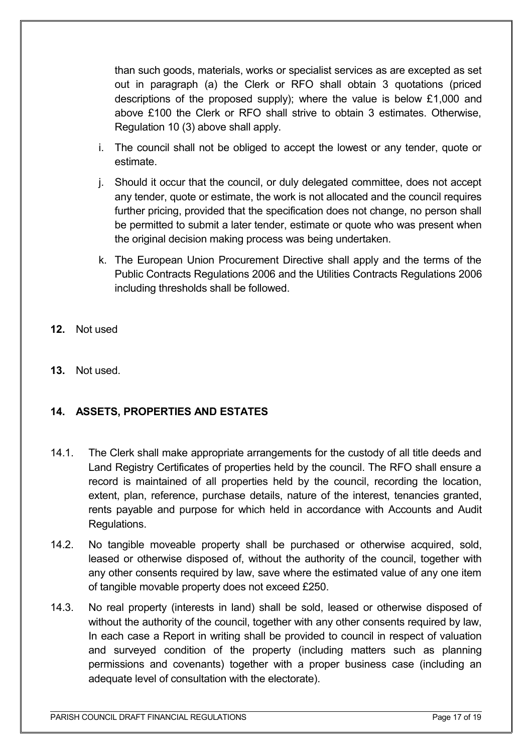than such goods, materials, works or specialist services as are excepted as set out in paragraph (a) the Clerk or RFO shall obtain 3 quotations (priced descriptions of the proposed supply); where the value is below £1,000 and above £100 the Clerk or RFO shall strive to obtain 3 estimates. Otherwise, Regulation 10 (3) above shall apply.

i. The council shall not be obliged to accept the lowest or any tender, quote or estimate.

j. Should it occur that the council, or duly delegated committee, does not accept any tender, quote or estimate, the work is not allocated and the council requires further pricing, provided that the specification does not change, no person shall be permitted to submit a later tender, estimate or quote who was present when the original decision making process was being undertaken.

k. The European Union Procurement Directive shall apply and the terms of the Public Contracts Regulations 2006 and the Utilities Contracts Regulations 2006 including thresholds shall be followed.

**12.** Not used

**13.** Not used.

## 14. ASSETS, PROPERTIES AND ESTATES

14.1. The Clerk shall make appropriate arrangements for the custody of all title deeds and Land Registry Certificates of properties held by the council. The RFO shall ensure a record is maintained of all properties held by the council, recording the location, extent, plan, reference, purchase details, nature of the interest, tenancies granted, rents payable and purpose for which held in accordance with Accounts and Audit Regulations.

14.2. No tangible moveable property shall be purchased or otherwise acquired, sold, leased or otherwise disposed of, without the authority of the council, together with any other consents required by law, save where the estimated value of any one item of tangible movable property does not exceed £250.

14.3. No real property (interests in land) shall be sold, leased or otherwise disposed of without the authority of the council, together with any other consents required by law, In each case a Report in writing shall be provided to council in respect of valuation and surveyed condition of the property (including matters such as planning permissions and covenants) together with a proper business case (including an adequate level of consultation with the electorate).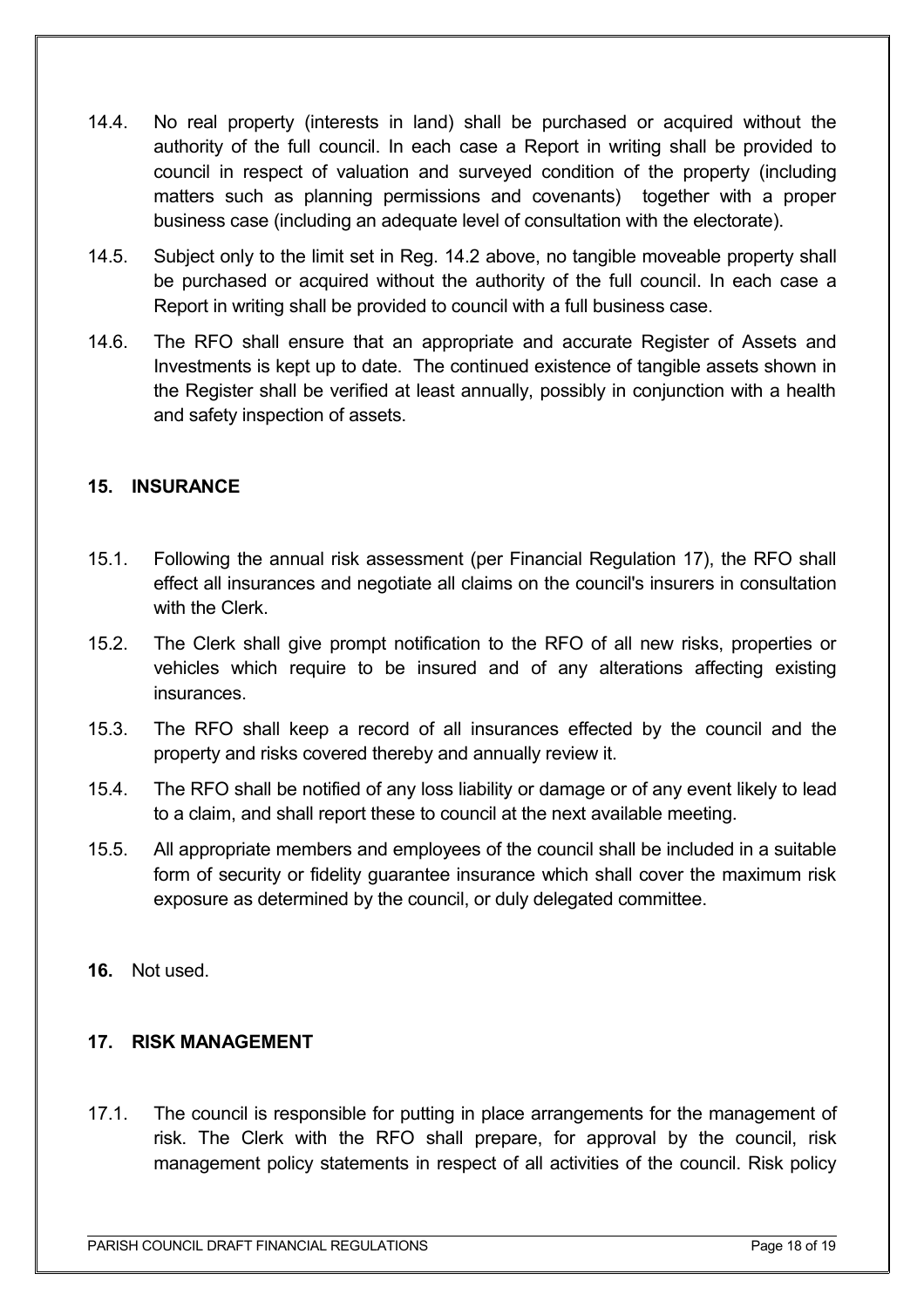14.4. No real property (interests in land) shall be purchased or acquired without the authority of the full council. In each case a Report in writing shall be provided to council in respect of valuation and surveyed condition of the property (including matters such as planning permissions and covenants) together with a proper business case (including an adequate level of consultation with the electorate).

14.5. Subject only to the limit set in Reg. 14.2 above, no tangible moveable property shall be purchased or acquired without the authority of the full council. In each case a Report in writing shall be provided to council with a full business case.

14.6. The RFO shall ensure that an appropriate and accurate Register of Assets and Investments is kept up to date. The continued existence of tangible assets shown in the Register shall be verified at least annually, possibly in conjunction with a health and safety inspection of assets.

## 15. INSURANCE

15.1. Following the annual risk assessment (per Financial Regulation 17), the RFO shall effect all insurances and negotiate all claims on the council's insurers in consultation with the Clerk.

15.2. The Clerk shall give prompt notification to the RFO of all new risks, properties or vehicles which require to be insured and of any alterations affecting existing insurances.

15.3. The RFO shall keep a record of all insurances effected by the council and the property and risks covered thereby and annually review it.

15.4. The RFO shall be notified of any loss liability or damage or of any event likely to lead to a claim, and shall report these to council at the next available meeting.

15.5. All appropriate members and employees of the council shall be included in a suitable form of security or fidelity guarantee insurance which shall cover the maximum risk exposure as determined by the council, or duly delegated committee.

**16.** Not used.

## 17. RISK MANAGEMENT

17.1. The council is responsible for putting in place arrangements for the management of risk. The Clerk with the RFO shall prepare, for approval by the council, risk management policy statements in respect of all activities of the council. Risk policy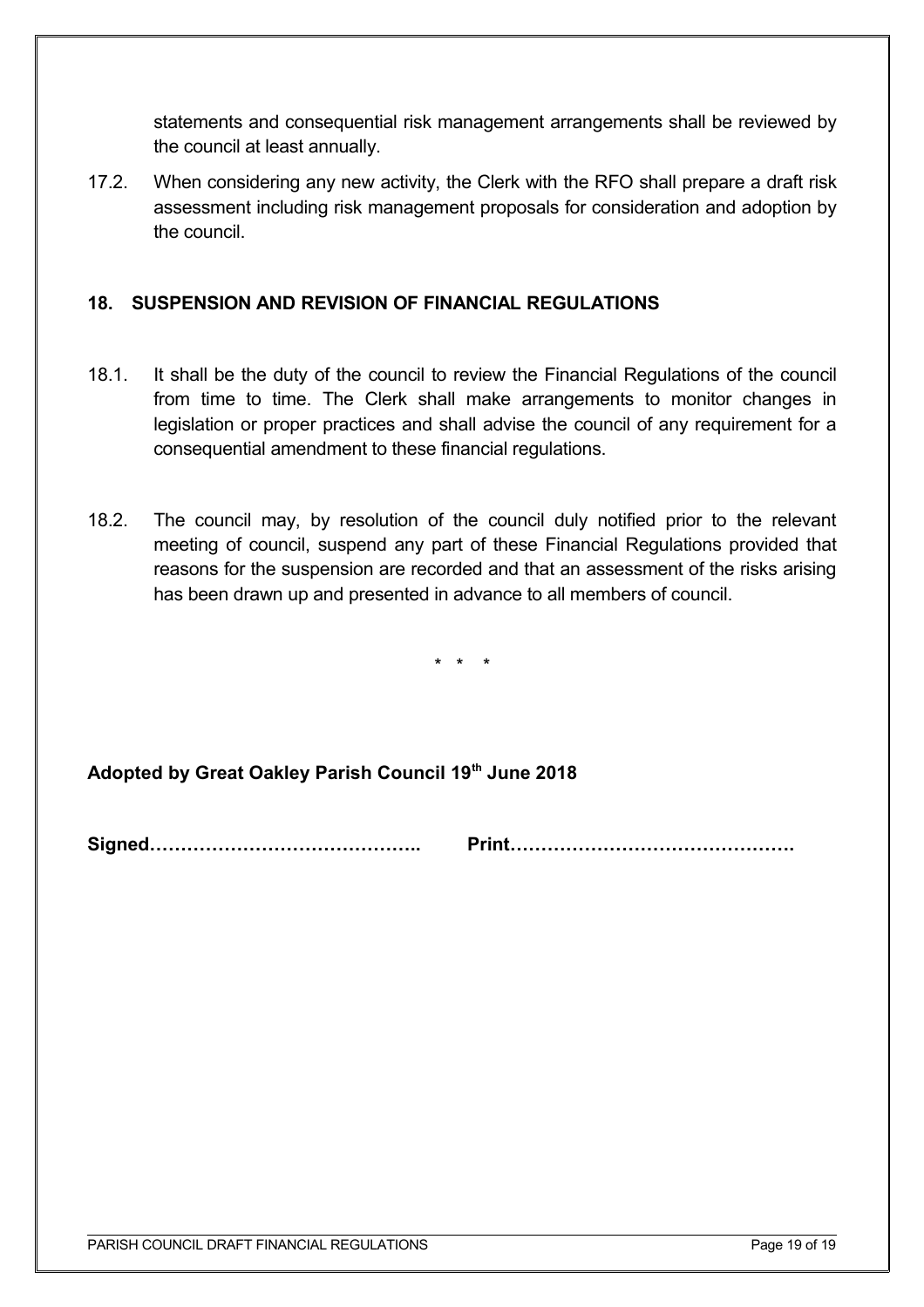statements and consequential risk management arrangements shall be reviewed by the council at least annually.

17.2. When considering any new activity, the Clerk with the RFO shall prepare a draft risk assessment including risk management proposals for consideration and adoption by the council.

## 18. SUSPENSION AND REVISION OF FINANCIAL REGULATIONS

18.1. It shall be the duty of the council to review the Financial Regulations of the council from time to time. The Clerk shall make arrangements to monitor changes in legislation or proper practices and shall advise the council of any requirement for a consequential amendment to these financial regulations.

18.2. The council may, by resolution of the council duly notified prior to the relevant meeting of council, suspend any part of these Financial Regulations provided that reasons for the suspension are recorded and that an assessment of the risks arising has been drawn up and presented in advance to all members of council.

\* \* \*

**Adopted by Great Oakley Parish Council 19th June 2018**

**Signed…………………………………….. Print……………………………………….**